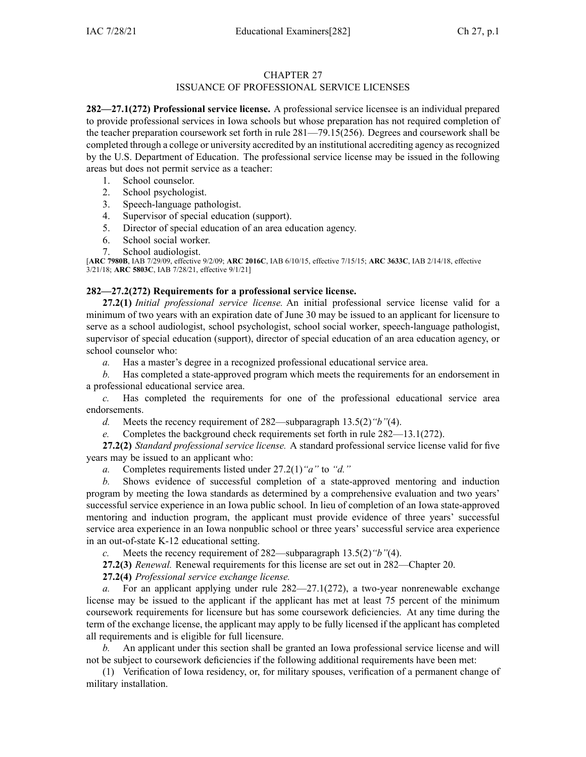# CHAPTER 27
## ISSUANCE OF PROFESSIONAL SERVICE LICENSES

**282—27.1(272) Professional service license.** A professional service licensee is an individual prepared to provide professional services in Iowa schools but whose preparation has not required completion of the teacher preparation coursework set forth in rule 281—79.15(256). Degrees and coursework shall be completed through a college or university accredited by an institutional accrediting agency as recognized by the U.S. Department of Education. The professional service license may be issued in the following areas but does not permit service as a teacher:

1. School counselor.
2. School psychologist.
3. Speech-language pathologist.
4. Supervisor of special education (support).
5. Director of special education of an area education agency.
6. School social worker.
7. School audiologist.

[**ARC 7980B**, IAB 7/29/09, effective 9/2/09; **ARC 2016C**, IAB 6/10/15, effective 7/15/15; **ARC 3633C**, IAB 2/14/18, effective 3/21/18; **ARC 5803C**, IAB 7/28/21, effective 9/1/21]

**282—27.2(272) Requirements for a professional service license.**

**27.2(1)** *Initial professional service license.* An initial professional service license valid for a minimum of two years with an expiration date of June 30 may be issued to an applicant for licensure to serve as a school audiologist, school psychologist, school social worker, speech-language pathologist, supervisor of special education (support), director of special education of an area education agency, or school counselor who:

*a.* Has a master's degree in a recognized professional educational service area.

*b.* Has completed a state-approved program which meets the requirements for an endorsement in a professional educational service area.

*c.* Has completed the requirements for one of the professional educational service area endorsements.

*d.* Meets the recency requirement of 282—subparagraph 13.5(2)*"b"*(4).

*e.* Completes the background check requirements set forth in rule 282—13.1(272).

**27.2(2)** *Standard professional service license.* A standard professional service license valid for five years may be issued to an applicant who:

*a.* Completes requirements listed under 27.2(1)*"a"* to *"d."*

*b.* Shows evidence of successful completion of a state-approved mentoring and induction program by meeting the Iowa standards as determined by a comprehensive evaluation and two years' successful service experience in an Iowa public school. In lieu of completion of an Iowa state-approved mentoring and induction program, the applicant must provide evidence of three years' successful service area experience in an Iowa nonpublic school or three years' successful service area experience in an out-of-state K-12 educational setting.

*c.* Meets the recency requirement of 282—subparagraph 13.5(2)*"b"*(4).

**27.2(3)** *Renewal.* Renewal requirements for this license are set out in 282—Chapter 20.

**27.2(4)** *Professional service exchange license.*

*a.* For an applicant applying under rule 282—27.1(272), a two-year nonrenewable exchange license may be issued to the applicant if the applicant has met at least 75 percent of the minimum coursework requirements for licensure but has some coursework deficiencies. At any time during the term of the exchange license, the applicant may apply to be fully licensed if the applicant has completed all requirements and is eligible for full licensure.

*b.* An applicant under this section shall be granted an Iowa professional service license and will not be subject to coursework deficiencies if the following additional requirements have been met:

(1) Verification of Iowa residency, or, for military spouses, verification of a permanent change of military installation.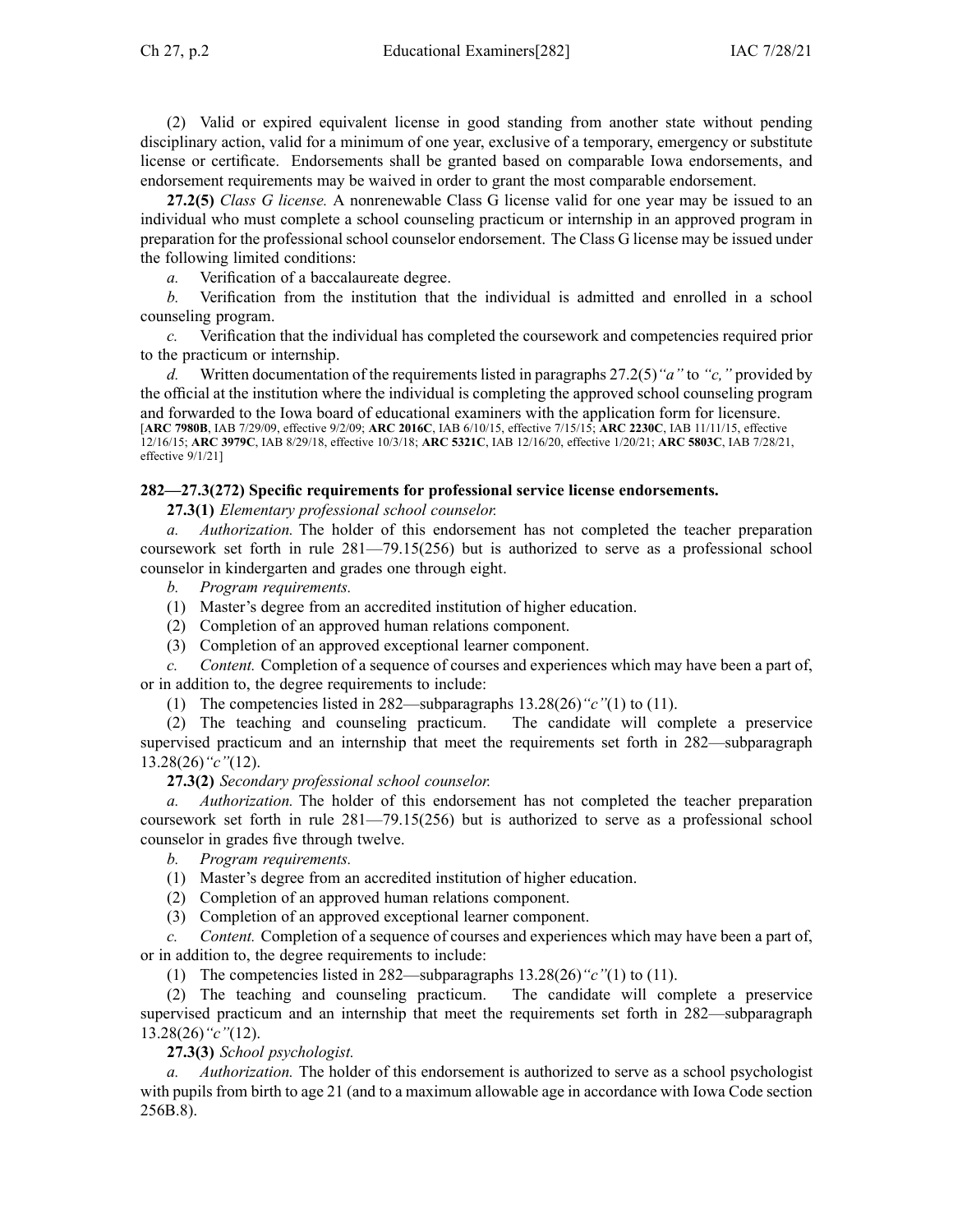(2) Valid or expired equivalent license in good standing from another state without pending disciplinary action, valid for a minimum of one year, exclusive of a temporary, emergency or substitute license or certificate. Endorsements shall be granted based on comparable Iowa endorsements, and endorsement requirements may be waived in order to grant the most comparable endorsement.

**27.2(5)** *Class G license.* A nonrenewable Class G license valid for one year may be issued to an individual who must complete a school counseling practicum or internship in an approved program in preparation for the professional school counselor endorsement. The Class G license may be issued under the following limited conditions:

*a.* Verification of a baccalaureate degree.

*b.* Verification from the institution that the individual is admitted and enrolled in a school counseling program.

*c.* Verification that the individual has completed the coursework and competencies required prior to the practicum or internship.

*d.* Written documentation of the requirements listed in paragraphs 27.2(5)*"a"* to *"c,"* provided by the official at the institution where the individual is completing the approved school counseling program and forwarded to the Iowa board of educational examiners with the application form for licensure.

[**ARC 7980B**, IAB 7/29/09, effective 9/2/09; **ARC 2016C**, IAB 6/10/15, effective 7/15/15; **ARC 2230C**, IAB 11/11/15, effective 12/16/15; **ARC 3979C**, IAB 8/29/18, effective 10/3/18; **ARC 5321C**, IAB 12/16/20, effective 1/20/21; **ARC 5803C**, IAB 7/28/21, effective 9/1/21]

**282—27.3(272) Specific requirements for professional service license endorsements.**

**27.3(1)** *Elementary professional school counselor.*

*a.* *Authorization.* The holder of this endorsement has not completed the teacher preparation coursework set forth in rule 281—79.15(256) but is authorized to serve as a professional school counselor in kindergarten and grades one through eight.

*b.* *Program requirements.*

(1) Master's degree from an accredited institution of higher education.

(2) Completion of an approved human relations component.

(3) Completion of an approved exceptional learner component.

*c.* *Content.* Completion of a sequence of courses and experiences which may have been a part of, or in addition to, the degree requirements to include:

(1) The competencies listed in 282—subparagraphs 13.28(26)*"c"*(1) to (11).

(2) The teaching and counseling practicum. The candidate will complete a preservice supervised practicum and an internship that meet the requirements set forth in 282—subparagraph 13.28(26)*"c"*(12).

**27.3(2)** *Secondary professional school counselor.*

*a.* *Authorization.* The holder of this endorsement has not completed the teacher preparation coursework set forth in rule 281—79.15(256) but is authorized to serve as a professional school counselor in grades five through twelve.

*b.* *Program requirements.*

(1) Master's degree from an accredited institution of higher education.

(2) Completion of an approved human relations component.

(3) Completion of an approved exceptional learner component.

*c.* *Content.* Completion of a sequence of courses and experiences which may have been a part of, or in addition to, the degree requirements to include:

(1) The competencies listed in 282—subparagraphs 13.28(26)*"c"*(1) to (11).

(2) The teaching and counseling practicum. The candidate will complete a preservice supervised practicum and an internship that meet the requirements set forth in 282—subparagraph 13.28(26)*"c"*(12).

**27.3(3)** *School psychologist.*

*a.* *Authorization.* The holder of this endorsement is authorized to serve as a school psychologist with pupils from birth to age 21 (and to a maximum allowable age in accordance with Iowa Code section 256B.8).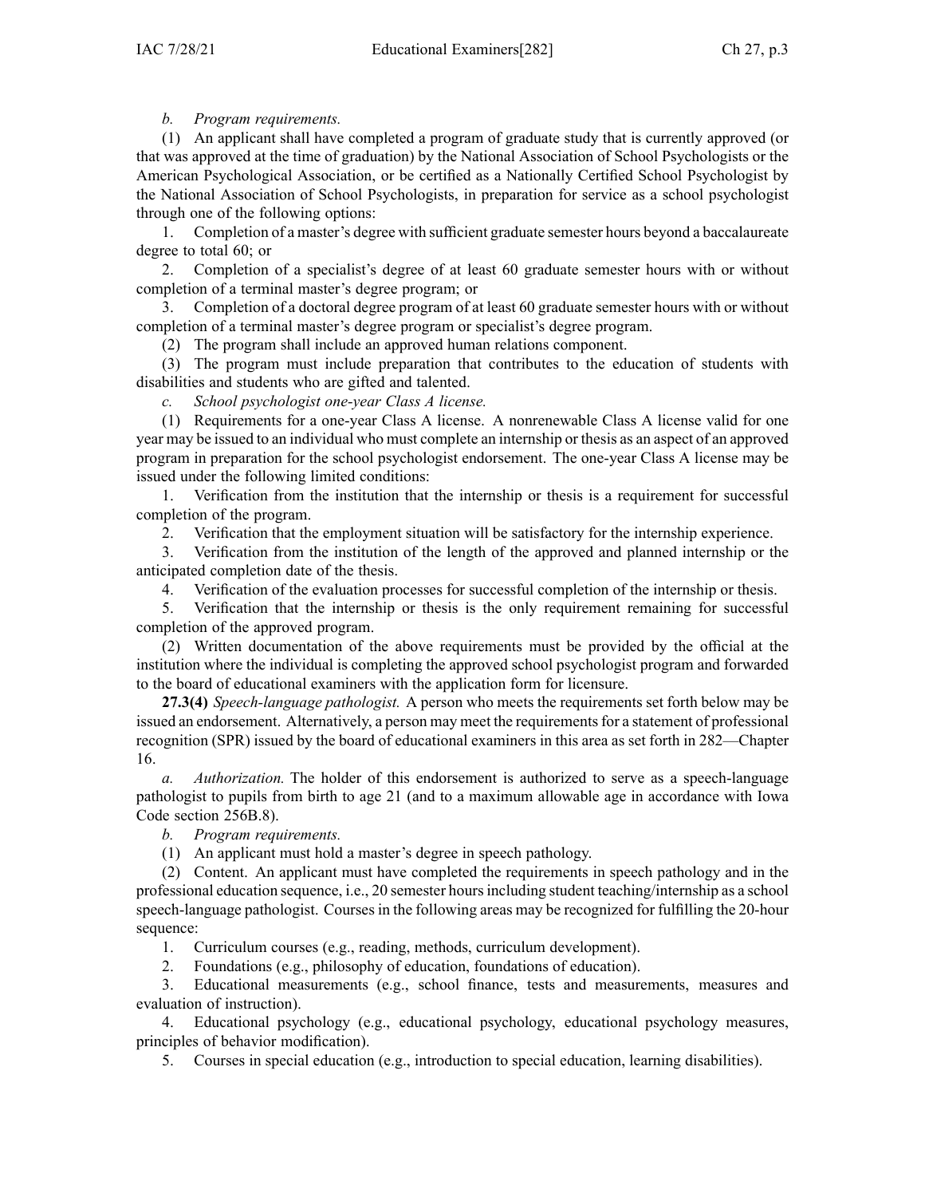*b. Program requirements.*

(1) An applicant shall have completed a program of graduate study that is currently approved (or that was approved at the time of graduation) by the National Association of School Psychologists or the American Psychological Association, or be certified as a Nationally Certified School Psychologist by the National Association of School Psychologists, in preparation for service as a school psychologist through one of the following options:

1. Completion of a master's degree with sufficient graduate semester hours beyond a baccalaureate degree to total 60; or

2. Completion of a specialist's degree of at least 60 graduate semester hours with or without completion of a terminal master's degree program; or

3. Completion of a doctoral degree program of at least 60 graduate semester hours with or without completion of a terminal master's degree program or specialist's degree program.

(2) The program shall include an approved human relations component.

(3) The program must include preparation that contributes to the education of students with disabilities and students who are gifted and talented.

*c. School psychologist one-year Class A license.*

(1) Requirements for a one-year Class A license. A nonrenewable Class A license valid for one year may be issued to an individual who must complete an internship or thesis as an aspect of an approved program in preparation for the school psychologist endorsement. The one-year Class A license may be issued under the following limited conditions:

1. Verification from the institution that the internship or thesis is a requirement for successful completion of the program.

2. Verification that the employment situation will be satisfactory for the internship experience.

3. Verification from the institution of the length of the approved and planned internship or the anticipated completion date of the thesis.

4. Verification of the evaluation processes for successful completion of the internship or thesis.

5. Verification that the internship or thesis is the only requirement remaining for successful completion of the approved program.

(2) Written documentation of the above requirements must be provided by the official at the institution where the individual is completing the approved school psychologist program and forwarded to the board of educational examiners with the application form for licensure.

**27.3(4)** *Speech-language pathologist.* A person who meets the requirements set forth below may be issued an endorsement. Alternatively, a person may meet the requirements for a statement of professional recognition (SPR) issued by the board of educational examiners in this area as set forth in 282—Chapter 16.

*a. Authorization.* The holder of this endorsement is authorized to serve as a speech-language pathologist to pupils from birth to age 21 (and to a maximum allowable age in accordance with Iowa Code section 256B.8).

*b. Program requirements.*

(1) An applicant must hold a master's degree in speech pathology.

(2) Content. An applicant must have completed the requirements in speech pathology and in the professional education sequence, i.e., 20 semester hours including student teaching/internship as a school speech-language pathologist. Courses in the following areas may be recognized for fulfilling the 20-hour sequence:

1. Curriculum courses (e.g., reading, methods, curriculum development).

2. Foundations (e.g., philosophy of education, foundations of education).

3. Educational measurements (e.g., school finance, tests and measurements, measures and evaluation of instruction).

4. Educational psychology (e.g., educational psychology, educational psychology measures, principles of behavior modification).

5. Courses in special education (e.g., introduction to special education, learning disabilities).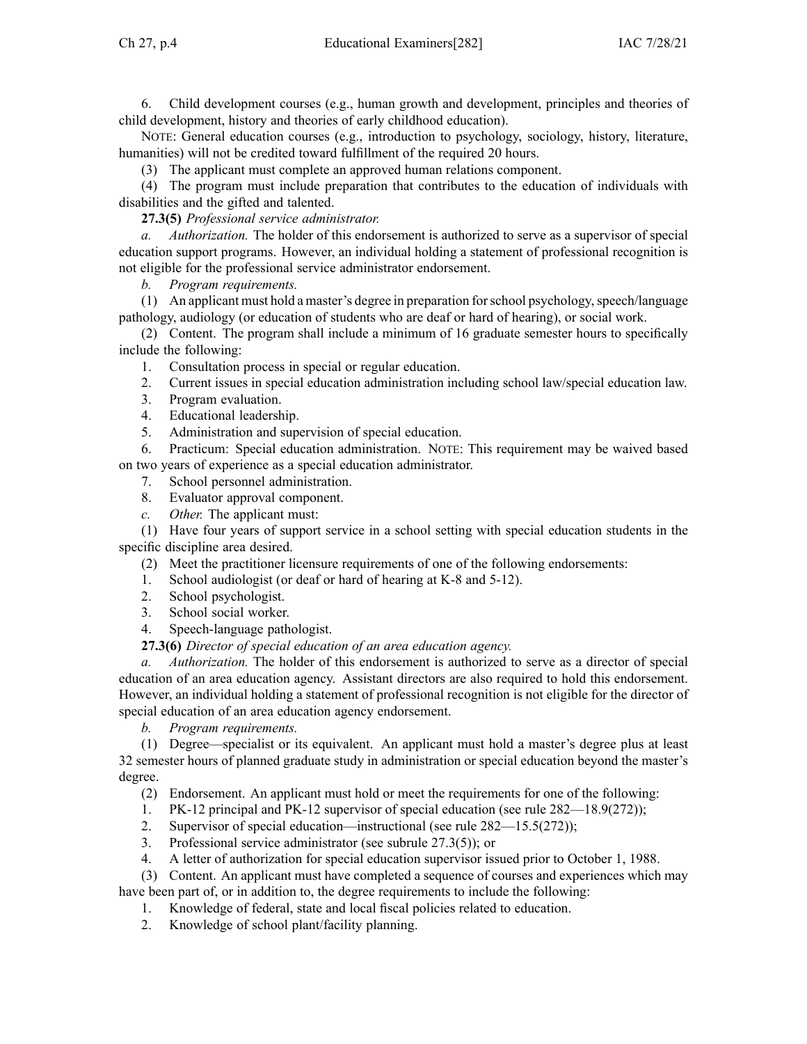6. Child development courses (e.g., human growth and development, principles and theories of child development, history and theories of early childhood education).

NOTE: General education courses (e.g., introduction to psychology, sociology, history, literature, humanities) will not be credited toward fulfillment of the required 20 hours.

(3) The applicant must complete an approved human relations component.

(4) The program must include preparation that contributes to the education of individuals with disabilities and the gifted and talented.

**27.3(5)** *Professional service administrator.*

*a. Authorization.* The holder of this endorsement is authorized to serve as a supervisor of special education support programs. However, an individual holding a statement of professional recognition is not eligible for the professional service administrator endorsement.

*b. Program requirements.*

(1) An applicant must hold a master's degree in preparation for school psychology, speech/language pathology, audiology (or education of students who are deaf or hard of hearing), or social work.

(2) Content. The program shall include a minimum of 16 graduate semester hours to specifically include the following:

1. Consultation process in special or regular education.
2. Current issues in special education administration including school law/special education law.
3. Program evaluation.
4. Educational leadership.
5. Administration and supervision of special education.
6. Practicum: Special education administration. NOTE: This requirement may be waived based on two years of experience as a special education administrator.
7. School personnel administration.
8. Evaluator approval component.

*c. Other.* The applicant must:

(1) Have four years of support service in a school setting with special education students in the specific discipline area desired.

(2) Meet the practitioner licensure requirements of one of the following endorsements:

1. School audiologist (or deaf or hard of hearing at K-8 and 5-12).
2. School psychologist.
3. School social worker.
4. Speech-language pathologist.

**27.3(6)** *Director of special education of an area education agency.*

*a. Authorization.* The holder of this endorsement is authorized to serve as a director of special education of an area education agency. Assistant directors are also required to hold this endorsement. However, an individual holding a statement of professional recognition is not eligible for the director of special education of an area education agency endorsement.

*b. Program requirements.*

(1) Degree—specialist or its equivalent. An applicant must hold a master's degree plus at least 32 semester hours of planned graduate study in administration or special education beyond the master's degree.

(2) Endorsement. An applicant must hold or meet the requirements for one of the following:

1. PK-12 principal and PK-12 supervisor of special education (see rule 282—18.9(272));
2. Supervisor of special education—instructional (see rule 282—15.5(272));
3. Professional service administrator (see subrule 27.3(5)); or
4. A letter of authorization for special education supervisor issued prior to October 1, 1988.

(3) Content. An applicant must have completed a sequence of courses and experiences which may have been part of, or in addition to, the degree requirements to include the following:

1. Knowledge of federal, state and local fiscal policies related to education.
2. Knowledge of school plant/facility planning.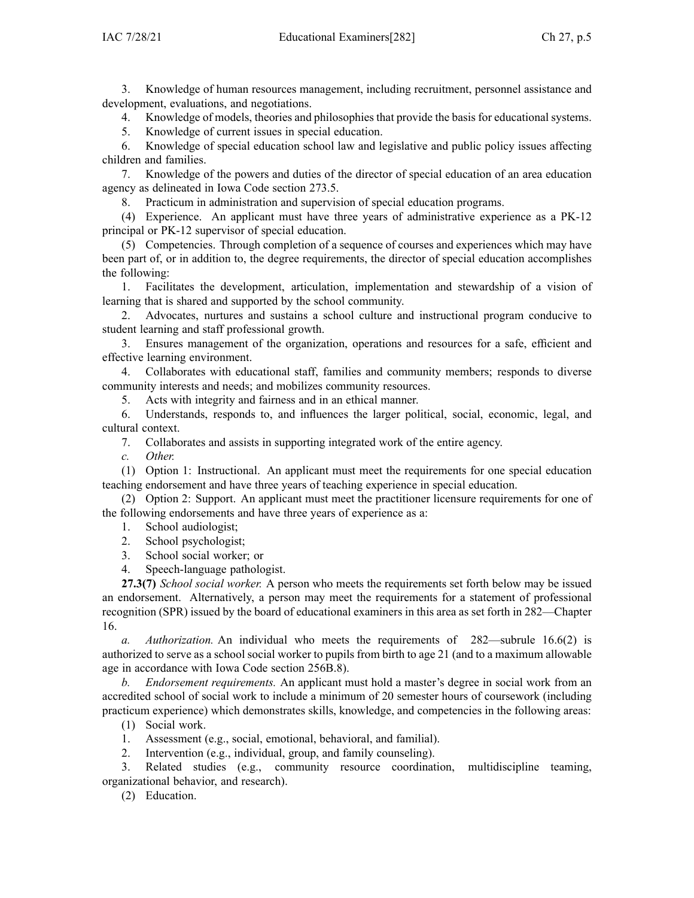3. Knowledge of human resources management, including recruitment, personnel assistance and development, evaluations, and negotiations.

4. Knowledge of models, theories and philosophies that provide the basis for educational systems.

5. Knowledge of current issues in special education.

6. Knowledge of special education school law and legislative and public policy issues affecting children and families.

7. Knowledge of the powers and duties of the director of special education of an area education agency as delineated in Iowa Code section 273.5.

8. Practicum in administration and supervision of special education programs.

(4) Experience. An applicant must have three years of administrative experience as a PK-12 principal or PK-12 supervisor of special education.

(5) Competencies. Through completion of a sequence of courses and experiences which may have been part of, or in addition to, the degree requirements, the director of special education accomplishes the following:

1. Facilitates the development, articulation, implementation and stewardship of a vision of learning that is shared and supported by the school community.

2. Advocates, nurtures and sustains a school culture and instructional program conducive to student learning and staff professional growth.

3. Ensures management of the organization, operations and resources for a safe, efficient and effective learning environment.

4. Collaborates with educational staff, families and community members; responds to diverse community interests and needs; and mobilizes community resources.

5. Acts with integrity and fairness and in an ethical manner.

6. Understands, responds to, and influences the larger political, social, economic, legal, and cultural context.

7. Collaborates and assists in supporting integrated work of the entire agency.

*c. Other.*

(1) Option 1: Instructional. An applicant must meet the requirements for one special education teaching endorsement and have three years of teaching experience in special education.

(2) Option 2: Support. An applicant must meet the practitioner licensure requirements for one of the following endorsements and have three years of experience as a:

1. School audiologist;
2. School psychologist;
3. School social worker; or
4. Speech-language pathologist.

**27.3(7)** *School social worker.* A person who meets the requirements set forth below may be issued an endorsement. Alternatively, a person may meet the requirements for a statement of professional recognition (SPR) issued by the board of educational examiners in this area as set forth in 282—Chapter 16.

*a. Authorization.* An individual who meets the requirements of 282—subrule 16.6(2) is authorized to serve as a school social worker to pupils from birth to age 21 (and to a maximum allowable age in accordance with Iowa Code section 256B.8).

*b. Endorsement requirements.* An applicant must hold a master's degree in social work from an accredited school of social work to include a minimum of 20 semester hours of coursework (including practicum experience) which demonstrates skills, knowledge, and competencies in the following areas:

(1) Social work.

1. Assessment (e.g., social, emotional, behavioral, and familial).

2. Intervention (e.g., individual, group, and family counseling).

3. Related studies (e.g., community resource coordination, multidiscipline teaming, organizational behavior, and research).

(2) Education.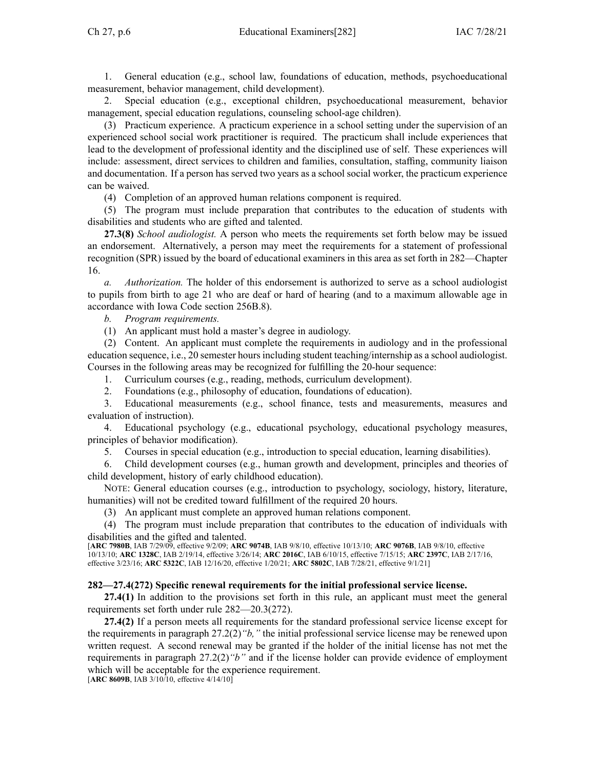1. General education (e.g., school law, foundations of education, methods, psychoeducational measurement, behavior management, child development).

2. Special education (e.g., exceptional children, psychoeducational measurement, behavior management, special education regulations, counseling school-age children).

(3) Practicum experience. A practicum experience in a school setting under the supervision of an experienced school social work practitioner is required. The practicum shall include experiences that lead to the development of professional identity and the disciplined use of self. These experiences will include: assessment, direct services to children and families, consultation, staffing, community liaison and documentation. If a person has served two years as a school social worker, the practicum experience can be waived.

(4) Completion of an approved human relations component is required.

(5) The program must include preparation that contributes to the education of students with disabilities and students who are gifted and talented.

**27.3(8)** *School audiologist.* A person who meets the requirements set forth below may be issued an endorsement. Alternatively, a person may meet the requirements for a statement of professional recognition (SPR) issued by the board of educational examiners in this area as set forth in 282—Chapter 16.

*a. Authorization.* The holder of this endorsement is authorized to serve as a school audiologist to pupils from birth to age 21 who are deaf or hard of hearing (and to a maximum allowable age in accordance with Iowa Code section 256B.8).

*b. Program requirements.*

(1) An applicant must hold a master's degree in audiology.

(2) Content. An applicant must complete the requirements in audiology and in the professional education sequence, i.e., 20 semester hours including student teaching/internship as a school audiologist. Courses in the following areas may be recognized for fulfilling the 20-hour sequence:

1. Curriculum courses (e.g., reading, methods, curriculum development).

2. Foundations (e.g., philosophy of education, foundations of education).

3. Educational measurements (e.g., school finance, tests and measurements, measures and evaluation of instruction).

4. Educational psychology (e.g., educational psychology, educational psychology measures, principles of behavior modification).

5. Courses in special education (e.g., introduction to special education, learning disabilities).

6. Child development courses (e.g., human growth and development, principles and theories of child development, history of early childhood education).

NOTE: General education courses (e.g., introduction to psychology, sociology, history, literature, humanities) will not be credited toward fulfillment of the required 20 hours.

(3) An applicant must complete an approved human relations component.

(4) The program must include preparation that contributes to the education of individuals with disabilities and the gifted and talented.

[**ARC 7980B**, IAB 7/29/09, effective 9/2/09; **ARC 9074B**, IAB 9/8/10, effective 10/13/10; **ARC 9076B**, IAB 9/8/10, effective 10/13/10; **ARC 1328C**, IAB 2/19/14, effective 3/26/14; **ARC 2016C**, IAB 6/10/15, effective 7/15/15; **ARC 2397C**, IAB 2/17/16, effective 3/23/16; **ARC 5322C**, IAB 12/16/20, effective 1/20/21; **ARC 5802C**, IAB 7/28/21, effective 9/1/21]

**282—27.4(272) Specific renewal requirements for the initial professional service license.**

**27.4(1)** In addition to the provisions set forth in this rule, an applicant must meet the general requirements set forth under rule 282—20.3(272).

**27.4(2)** If a person meets all requirements for the standard professional service license except for the requirements in paragraph 27.2(2)*"b,"* the initial professional service license may be renewed upon written request. A second renewal may be granted if the holder of the initial license has not met the requirements in paragraph 27.2(2)*"b"* and if the license holder can provide evidence of employment which will be acceptable for the experience requirement.

[**ARC 8609B**, IAB 3/10/10, effective 4/14/10]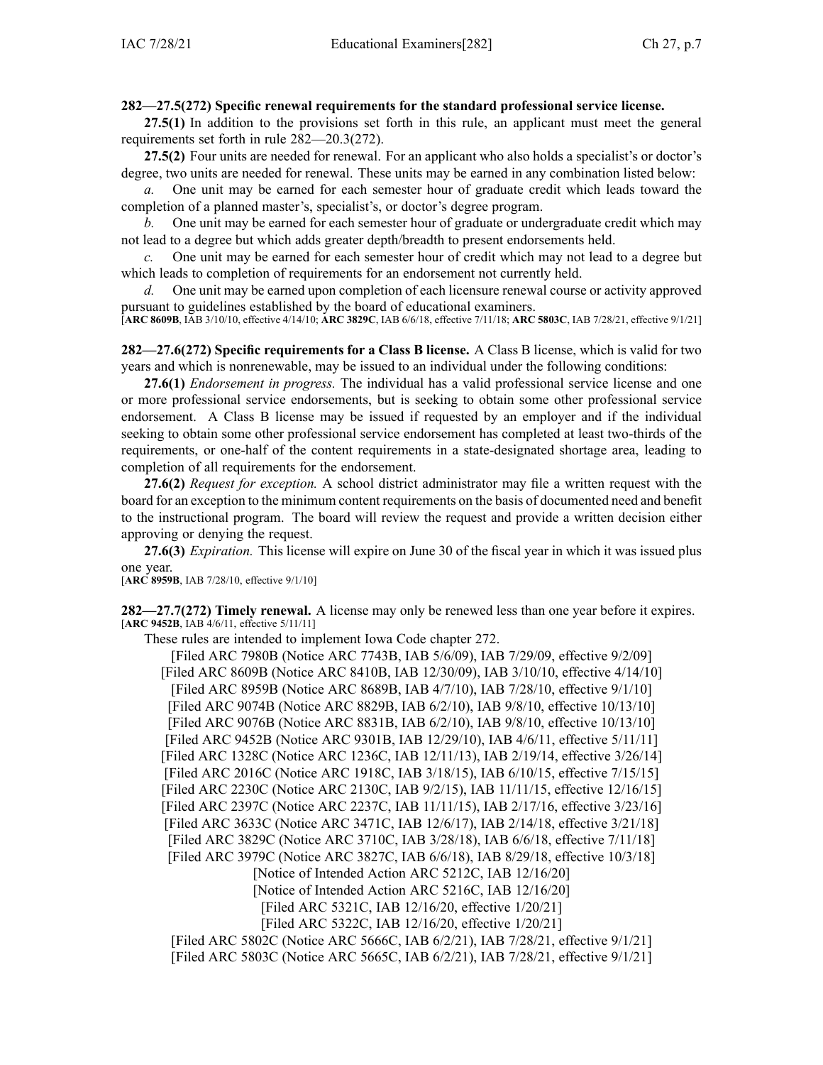**282—27.5(272) Specific renewal requirements for the standard professional service license.**

**27.5(1)** In addition to the provisions set forth in this rule, an applicant must meet the general requirements set forth in rule 282—20.3(272).

**27.5(2)** Four units are needed for renewal. For an applicant who also holds a specialist's or doctor's degree, two units are needed for renewal. These units may be earned in any combination listed below:

*a.* One unit may be earned for each semester hour of graduate credit which leads toward the completion of a planned master's, specialist's, or doctor's degree program.

*b.* One unit may be earned for each semester hour of graduate or undergraduate credit which may not lead to a degree but which adds greater depth/breadth to present endorsements held.

*c.* One unit may be earned for each semester hour of credit which may not lead to a degree but which leads to completion of requirements for an endorsement not currently held.

*d.* One unit may be earned upon completion of each licensure renewal course or activity approved pursuant to guidelines established by the board of educational examiners.

[**ARC 8609B**, IAB 3/10/10, effective 4/14/10; **ARC 3829C**, IAB 6/6/18, effective 7/11/18; **ARC 5803C**, IAB 7/28/21, effective 9/1/21]

**282—27.6(272) Specific requirements for a Class B license.** A Class B license, which is valid for two years and which is nonrenewable, may be issued to an individual under the following conditions:

**27.6(1)** *Endorsement in progress.* The individual has a valid professional service license and one or more professional service endorsements, but is seeking to obtain some other professional service endorsement. A Class B license may be issued if requested by an employer and if the individual seeking to obtain some other professional service endorsement has completed at least two-thirds of the requirements, or one-half of the content requirements in a state-designated shortage area, leading to completion of all requirements for the endorsement.

**27.6(2)** *Request for exception.* A school district administrator may file a written request with the board for an exception to the minimum content requirements on the basis of documented need and benefit to the instructional program. The board will review the request and provide a written decision either approving or denying the request.

**27.6(3)** *Expiration.* This license will expire on June 30 of the fiscal year in which it was issued plus one year.

[**ARC 8959B**, IAB 7/28/10, effective 9/1/10]

**282—27.7(272) Timely renewal.** A license may only be renewed less than one year before it expires.

[**ARC 9452B**, IAB 4/6/11, effective 5/11/11]

These rules are intended to implement Iowa Code chapter 272.

[Filed ARC 7980B (Notice ARC 7743B, IAB 5/6/09), IAB 7/29/09, effective 9/2/09]
[Filed ARC 8609B (Notice ARC 8410B, IAB 12/30/09), IAB 3/10/10, effective 4/14/10]
[Filed ARC 8959B (Notice ARC 8689B, IAB 4/7/10), IAB 7/28/10, effective 9/1/10]
[Filed ARC 9074B (Notice ARC 8829B, IAB 6/2/10), IAB 9/8/10, effective 10/13/10]
[Filed ARC 9076B (Notice ARC 8831B, IAB 6/2/10), IAB 9/8/10, effective 10/13/10]
[Filed ARC 9452B (Notice ARC 9301B, IAB 12/29/10), IAB 4/6/11, effective 5/11/11]
[Filed ARC 1328C (Notice ARC 1236C, IAB 12/11/13), IAB 2/19/14, effective 3/26/14]
[Filed ARC 2016C (Notice ARC 1918C, IAB 3/18/15), IAB 6/10/15, effective 7/15/15]
[Filed ARC 2230C (Notice ARC 2130C, IAB 9/2/15), IAB 11/11/15, effective 12/16/15]
[Filed ARC 2397C (Notice ARC 2237C, IAB 11/11/15), IAB 2/17/16, effective 3/23/16]
[Filed ARC 3633C (Notice ARC 3471C, IAB 12/6/17), IAB 2/14/18, effective 3/21/18]
[Filed ARC 3829C (Notice ARC 3710C, IAB 3/28/18), IAB 6/6/18, effective 7/11/18]
[Filed ARC 3979C (Notice ARC 3827C, IAB 6/6/18), IAB 8/29/18, effective 10/3/18]
[Notice of Intended Action ARC 5212C, IAB 12/16/20]
[Notice of Intended Action ARC 5216C, IAB 12/16/20]
[Filed ARC 5321C, IAB 12/16/20, effective 1/20/21]
[Filed ARC 5322C, IAB 12/16/20, effective 1/20/21]
[Filed ARC 5802C (Notice ARC 5666C, IAB 6/2/21), IAB 7/28/21, effective 9/1/21]
[Filed ARC 5803C (Notice ARC 5665C, IAB 6/2/21), IAB 7/28/21, effective 9/1/21]